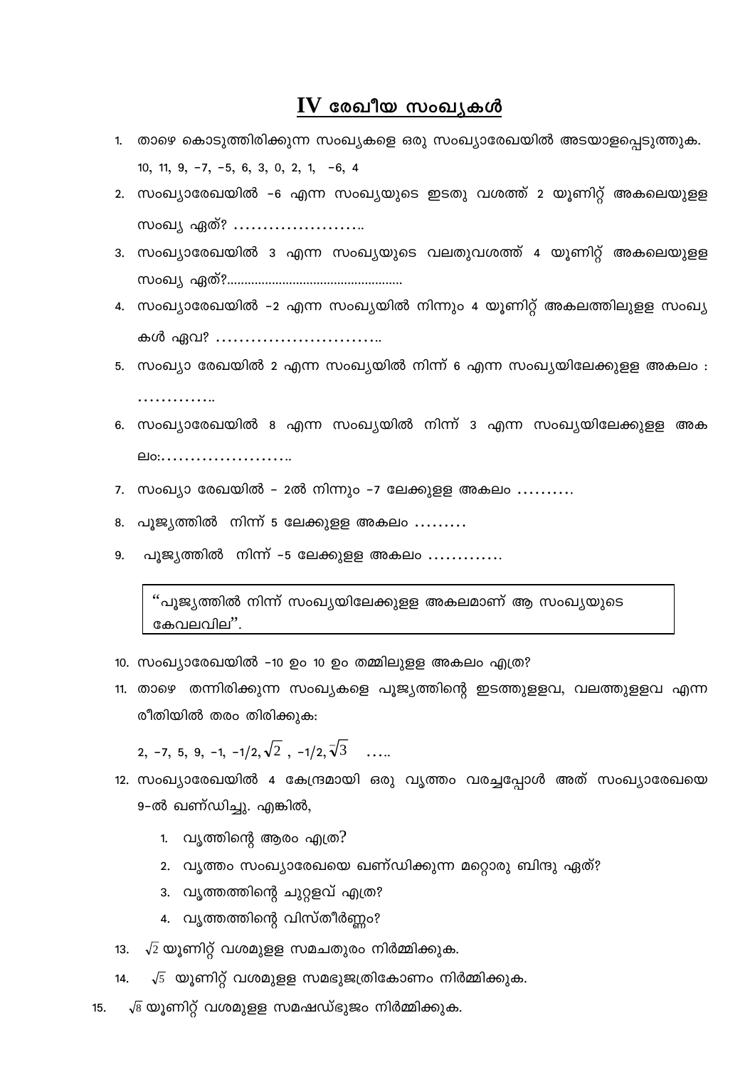# IV രേഖീയ സംഖ്യകൾ

1. താഴെ കൊടുത്തിരിക്കുന്ന സംഖ്യകളെ ഒരു സംഖ്യാരേഖയിൽ അടയാളപ്പെടുത്തുക.
   10, 11, 9, −7, −5, 6, 3, 0, 2, 1, −6, 4
2. സംഖ്യാരേഖയിൽ −6 എന്ന സംഖ്യയുടെ ഇടതു വശത്ത് 2 യൂണിറ്റ് അകലെയുള്ള സംഖ്യ ഏത്? ......................
3. സംഖ്യാരേഖയിൽ 3 എന്ന സംഖ്യയുടെ വലതുവശത്ത് 4 യൂണിറ്റ് അകലെയുള്ള സംഖ്യ ഏത്?..................................................
4. സംഖ്യാരേഖയിൽ −2 എന്ന സംഖ്യയിൽ നിന്നും 4 യൂണിറ്റ് അകലത്തിലുള്ള സംഖ്യ കൾ ഏവ? ............................
5. സംഖ്യാ രേഖയിൽ 2 എന്ന സംഖ്യയിൽ നിന്ന് 6 എന്ന സംഖ്യയിലേക്കുള്ള അകലം : ..............
6. സംഖ്യാരേഖയിൽ 8 എന്ന സംഖ്യയിൽ നിന്ന് 3 എന്ന സംഖ്യയിലേക്കുള്ള അകലം:......................
7. സംഖ്യാ രേഖയിൽ − 2ൽ നിന്നും −7 ലേക്കുള്ള അകലം ..........
8. പൂജ്യത്തിൽ നിന്ന് 5 ലേക്കുള്ള അകലം .........
9. പൂജ്യത്തിൽ നിന്ന് −5 ലേക്കുള്ള അകലം .............

> “പൂജ്യത്തിൽ നിന്ന് സംഖ്യയിലേക്കുള്ള അകലമാണ് ആ സംഖ്യയുടെ കേവലവില”.

10. സംഖ്യാരേഖയിൽ −10 ഉം 10 ഉം തമ്മിലുള്ള അകലം എത്ര?
11. താഴെ തന്നിരിക്കുന്ന സംഖ്യകളെ പൂജ്യത്തിന്റെ ഇടത്തുളളവ, വലത്തുളളവ എന്ന രീതിയിൽ തരം തിരിക്കുക:
    $2, -7, 5, 9, -1, -1/2, \sqrt{2}, -1/2, \bar{\sqrt{3}}$ .....
12. സംഖ്യാരേഖയിൽ 4 കേന്ദ്രമായി ഒരു വൃത്തം വരച്ചപ്പോൾ അത് സംഖ്യാരേഖയെ 9−ൽ ഖണ്ഡിച്ചു. എങ്കിൽ,
    1. വൃത്തിന്റെ ആരം എത്ര?
    2. വൃത്തം സംഖ്യാരേഖയെ ഖണ്ഡിക്കുന്ന മറ്റൊരു ബിന്ദു ഏത്?
    3. വൃത്തത്തിന്റെ ചുറ്റളവ് എത്ര?
    4. വൃത്തത്തിന്റെ വിസ്തീർണ്ണം?
13. $\sqrt{2}$ യൂണിറ്റ് വശമുളള സമചതുരം നിർമ്മിക്കുക.
14. $\sqrt{5}$ യൂണിറ്റ് വശമുളള സമഭുജത്രികോണം നിർമ്മിക്കുക.
15. $\sqrt{8}$ യൂണിറ്റ് വശമുളള സമഷഡ്ഭുജം നിർമ്മിക്കുക.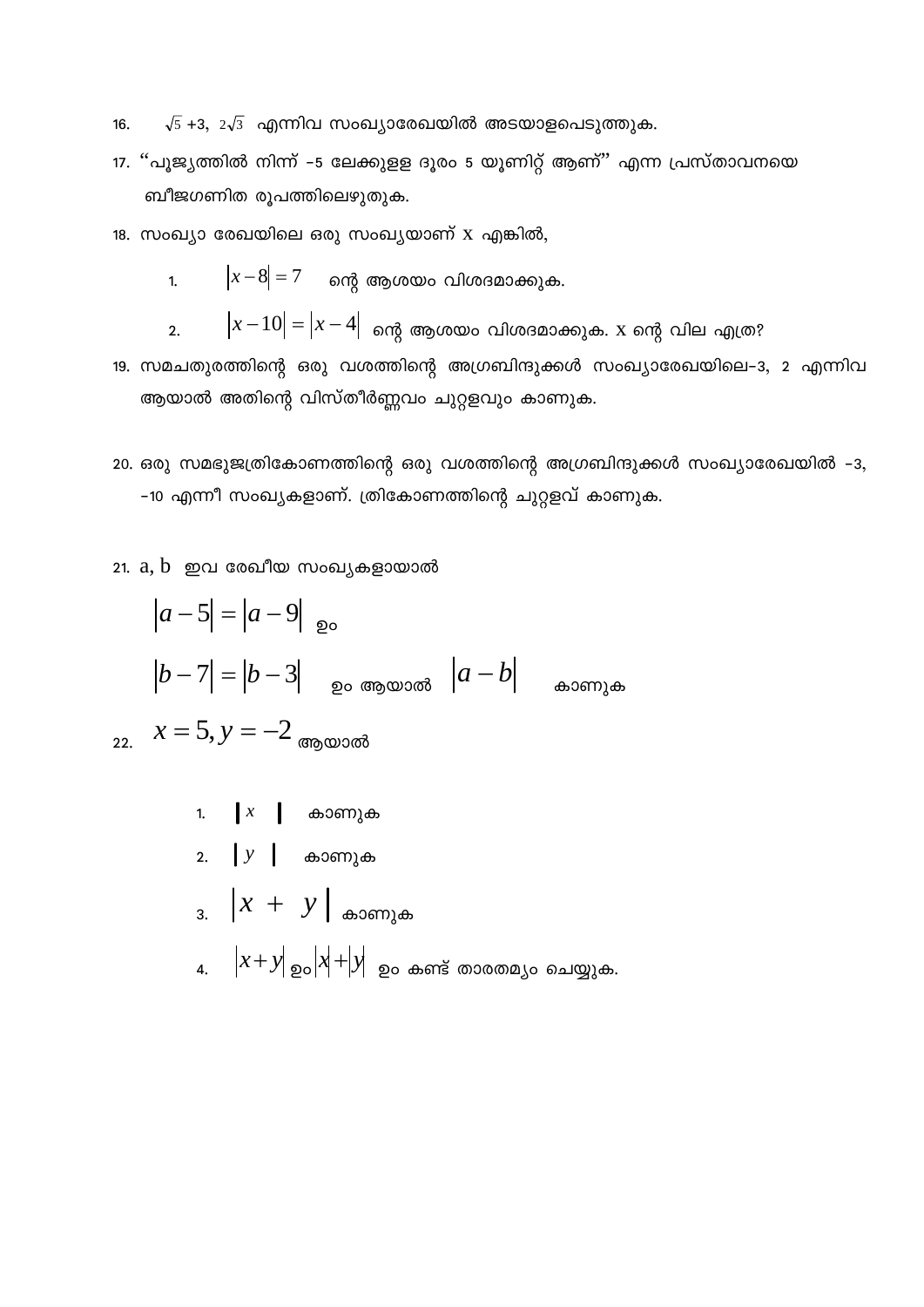16. $\sqrt{5}+3$, $2\sqrt{3}$ എന്നിവ സംഖ്യാരേഖയിൽ അടയാളപെടുത്തുക.

17. "പൂജ്യത്തിൽ നിന്ന് $-5$ ലേക്കുള്ള ദൂരം 5 യൂണിറ്റ് ആണ്" എന്ന പ്രസ്താവനയെ ബീജഗണിത രൂപത്തിലെഴുതുക.

18. സംഖ്യാ രേഖയിലെ ഒരു സംഖ്യയാണ് $x$ എങ്കിൽ,

    1. $|x-8|=7$ ന്റെ ആശയം വിശദമാക്കുക.
    2. $|x-10|=|x-4|$ ന്റെ ആശയം വിശദമാക്കുക. $x$ ന്റെ വില എത്ര?

19. സമചതുരത്തിന്റെ ഒരു വശത്തിന്റെ അഗ്രബിന്ദുക്കൾ സംഖ്യാരേഖയിലെ$-3$, 2 എന്നിവ ആയാൽ അതിന്റെ വിസ്തീർണ്ണവം ചുറ്റളവും കാണുക.

20. ഒരു സമഭുജത്രികോണത്തിന്റെ ഒരു വശത്തിന്റെ അഗ്രബിന്ദുക്കൾ സംഖ്യാരേഖയിൽ $-3$, $-10$ എന്നീ സംഖ്യകളാണ്. ത്രികോണത്തിന്റെ ചുറ്റളവ് കാണുക.

21. $a, b$ ഇവ രേഖീയ സംഖ്യകളായാൽ

    $|a-5|=|a-9|$ ഉം

    $|b-7|=|b-3|$ ഉം ആയാൽ $|a-b|$ കാണുക

22. $x=5, y=-2$ ആയാൽ

    1. $|x|$ കാണുക
    2. $|y|$ കാണുക
    3. $|x+y|$ കാണുക
    4. $|x+y|$ ഉം $|x|+|y|$ ഉം കണ്ട് താരതമ്യം ചെയ്യുക.